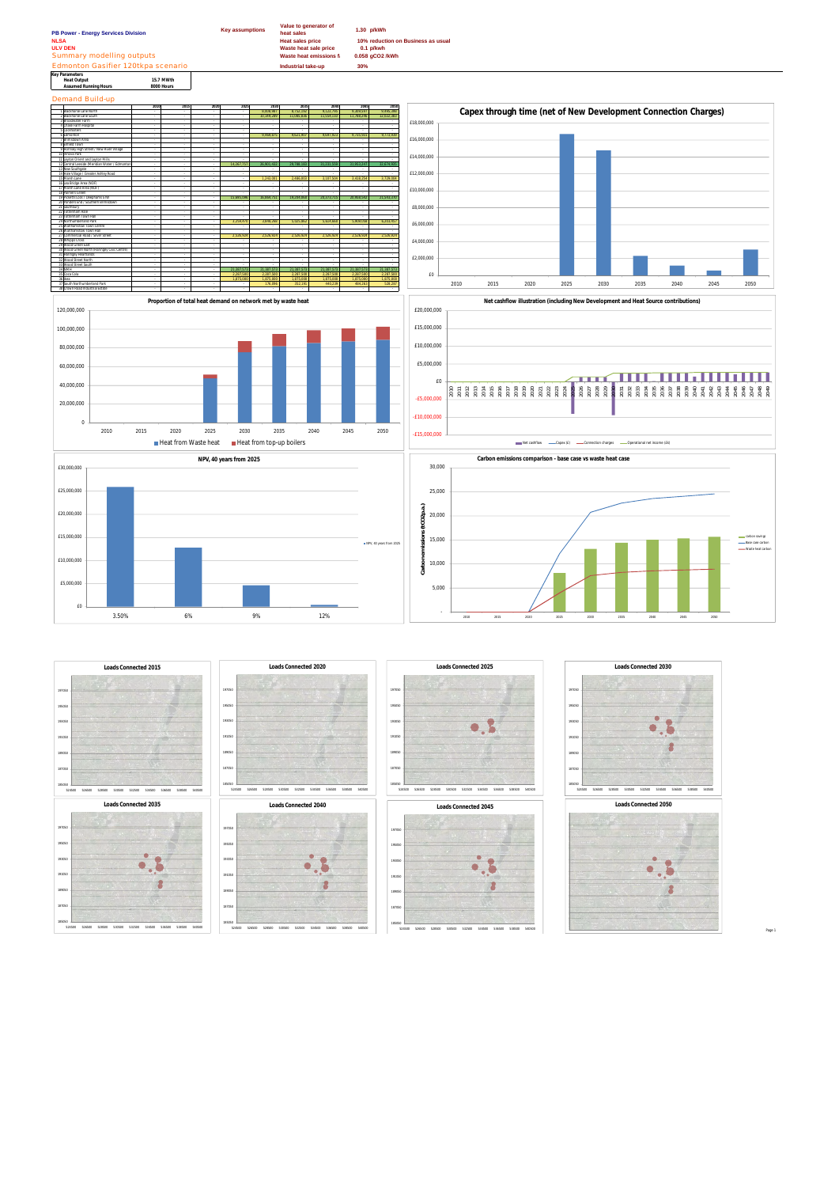PB Power - Energy Services Division
NLSA
ULV DEN
Summary modelling outputs
Edmonton Gasifier 120ktpa scenario

| Key assumptions | | |
|---|---|---|
| Value to generator of heat sales | 1.30 p/kWh | |
| Heat sales price | 10% reduction on Business as usual | |
| Waste heat sale price | 0.1 p/kWh | |
| Waste heat emissions f | 0.058 gCO2 /kWh | |
| Industrial take-up | 30% | |

| Key Parameters | |
|---|---|
| Heat Output | 15.7 MWth |
| Assumed Running Hours | 8000 Hours |

## Demand Build-up

| | | 2005 | 2010 | 2015 | 2020 | 2025 | 2030 | 2035 | 2040 | 2045 | 2050 |
|---|---|---|---|---|---|---|---|---|---|---|---|
| 1 | Blackhorse Lane North | - | - | - | - | 8,008,467 | 8,712,156 | 9,122,756 | 9,459,147 | 9,696,386 | |
| 2 | Blackhorse Lane South | - | - | - | - | 10,699,280 | 11,080,836 | 11,559,120 | 11,780,246 | 12,012,867 | |
| 3 | Broadwater Farm | - | - | - | - | - | - | - | - | - | |
| 4 | Chase Farm Hospital | - | - | - | - | - | - | - | - | - | |
| 5 | Cockfosters | - | - | - | - | - | - | - | - | - | |
| 6 | Edmonton | - | - | - | - | 9,068,675 | 9,621,867 | 9,687,622 | 9,735,502 | 9,772,630 | |
| 7 | Ferndown Area | - | - | - | - | - | - | - | - | - | |
| 8 | Enfield Town | - | - | - | - | - | - | - | - | - | |
| 9 | Hornsey High Street / New River Village | - | - | - | - | - | - | - | - | - | |
| 10 | Innova Park | - | - | - | - | - | - | - | - | - | |
| 11 | Leyton Orient and Leyton Mills | - | - | - | - | - | - | - | - | - | |
| 12 | Central Leeside (Meridian Water / Edmonton) | - | - | - | 14,067,757 | 26,901,432 | 29,788,267 | 31,231,104 | 31,812,247 | 32,676,905 | |
| 13 | New Southgate | - | - | - | - | - | - | - | - | - | |
| 14 | Hale Village / Greater Ashley Road | - | - | - | - | - | - | - | - | - | |
| 15 | Marsh Lane | - | - | - | - | 1,242,001 | 2,486,810 | 3,107,504 | 3,416,254 | 3,728,004 | |
| 16 | Lea Bridge Area (NOP) | - | - | - | - | - | - | - | - | - | |
| 17 | Pymmes Lane Area (Main) | - | - | - | - | - | - | - | - | - | |
| 18 | Palmers Green | - | - | - | - | - | - | - | - | - | |
| 19 | Ponders End / Deephams STW | - | - | - | 11,843,596 | 16,664,711 | 19,269,908 | 20,272,715 | 20,908,090 | 21,541,140 | |
| 20 | Ponders End / Southern Enfield town | - | - | - | - | - | - | - | - | - | |
| 21 | Southbury | - | - | - | - | - | - | - | - | - | |
| 22 | Tottenham Hale | - | - | - | - | - | - | - | - | - | |
| 23 | Tottenham Town Hall | - | - | - | - | - | - | - | - | - | |
| 24 | Northumberland Park | - | - | - | 1,259,470 | 3,646,260 | 5,025,962 | 5,629,968 | 5,908,050 | 6,251,677 | |
| 25 | Walthamstow Town Centre | - | - | - | - | - | - | - | - | - | |
| 26 | Walthamstow Town Hall | - | - | - | - | - | - | - | - | - | |
| 27 | Commercial Road / Silver Street | - | - | - | 2,526,924 | 2,526,924 | 2,526,924 | 2,526,924 | 2,526,924 | 2,526,924 | |
| 28 | Whipps Cross | - | - | - | - | - | - | - | - | - | |
| 29 | Wood Green East | - | - | - | - | - | - | - | - | - | |
| 30 | Wood Green North (Haringey Civic Centre) | - | - | - | - | - | - | - | - | - | |
| 31 | Haringey Heartlands | - | - | - | - | - | - | - | - | - | |
| 32 | Wood Street North | - | - | - | - | - | - | - | - | - | |
| 33 | Wood Street South | - | - | - | - | - | - | - | - | - | |
| 34 | MEH | - | - | - | 21,287,573 | 21,287,573 | 21,287,573 | 21,287,573 | 21,287,573 | 21,287,573 | |
| 35 | Coca Cola | - | - | - | 2,287,500 | 2,287,500 | 2,287,500 | 2,287,500 | 2,287,500 | 2,287,500 | |
| 36 | Ikea | - | - | - | 1,875,000 | 1,875,000 | 1,875,000 | 1,875,000 | 1,875,000 | 1,875,000 | |
| 37 | South Northumberland Park | - | - | - | - | 176,896 | 352,191 | 440,238 | 484,262 | 528,287 | |
| 38 | Pymmes Road Industrial Estate | - | - | - | - | - | - | - | - | - | |

Capex through time (net of New Development Connection Charges)

Proportion of total heat demand on network met by waste heat

Net cashflow illustration (including New Development and Heat Source contributions)

NPV, 40 years from 2025

Carbon emissions comparison - base case vs waste heat case

Loads Connected 2015

Loads Connected 2020

Loads Connected 2025

Loads Connected 2030

Loads Connected 2035

Loads Connected 2040

Loads Connected 2045

Loads Connected 2050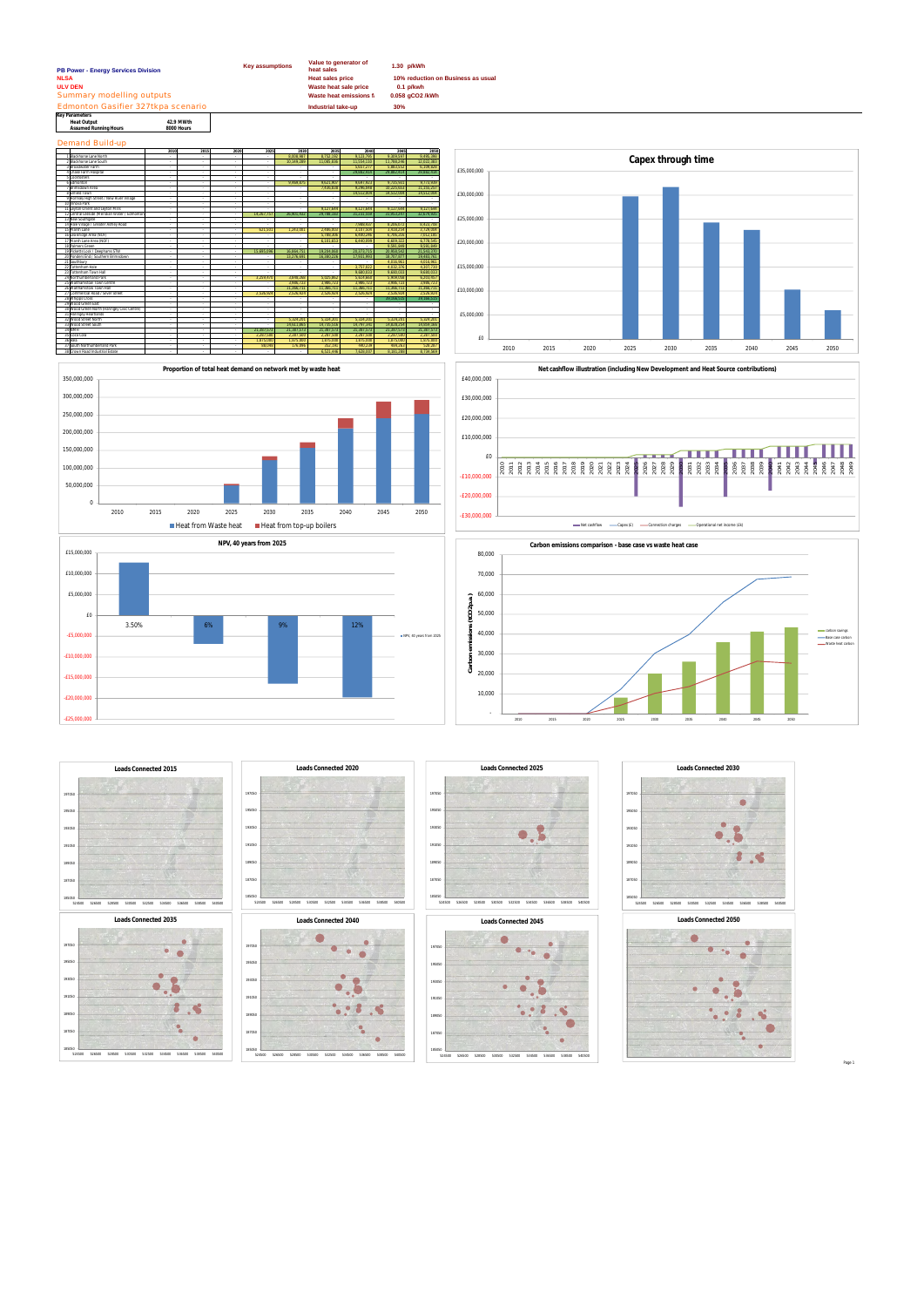**PB Power - Energy Services Division**
**NLSA**
**ULV DEN**
Summary modelling outputs
Edmonton Gasifier 327ktpa scenario

**Key assumptions**

| | |
|---|---|
| Value to generator of heat sales | 1.30 p/kWh |
| Heat sales price | 10% reduction on Business as usual |
| Waste heat sale price | 0.1 p/kWh |
| Waste heat emissions f. | 0.058 gCO2 /kWh |
| Industrial take-up | 30% |

**Key Parameters**

| | |
|---|---|
| Heat Output | 42.9 MWth |
| Assumed Running Hours | 8000 Hours |

## Demand Build-up

## Capex through time

## Proportion of total heat demand on network met by waste heat

■ Heat from Waste heat ■ Heat from top-up boilers

## Net cashflow illustration (including New Development and Heat Source contributions)

Net cashflow — Capex (£) — Connection charges — Operational net income (£k)

## NPV, 40 years from 2025

NPV, 40 years from 2025

| 3.50% | 6% | 9% | 12% |
|---|---|---|---|

## Carbon emissions comparison - base case vs waste heat case

Carbon emissions (tCO2pa)

Carbon savings — Base case carbon — Waste heat carbon

## Loads Connected 2015

## Loads Connected 2020

## Loads Connected 2025

## Loads Connected 2030

## Loads Connected 2035

## Loads Connected 2040

## Loads Connected 2045

## Loads Connected 2050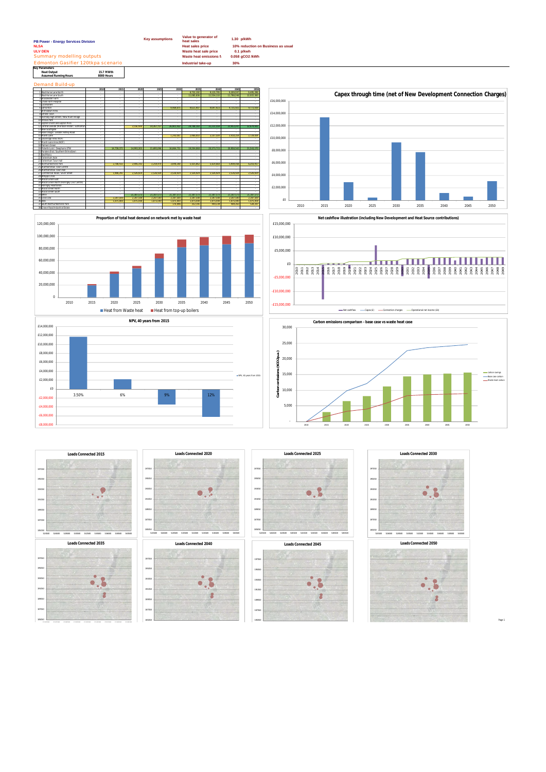PB Power - Energy Services Division
NLSA
ULV DEN
Summary modelling outputs
Edmonton Gasifier 120ktpa scenario

| Key assumptions | | |
|---|---|---|
| Value to generator of heat sales | 1.30 | p/kWh |
| Heat sales price | 10% reduction on Business as usual | |
| Waste heat sale price | 0.1 | p/kWh |
| Waste heat emissions f | 0.058 | gCO2 /kWh |
| Industrial take-up | 30% | |

**Key Parameters**

| | |
|---|---|
| Heat Output | 15.7 MWth |
| Assumed Running Hours | 8000 Hours |

## Demand Build-up

| | | 2010 | 2015 | 2020 | 2025 | 2030 | 2035 | 2040 | 2045 | 2050 |
|---|---|---|---|---|---|---|---|---|---|---|
| 1 | Blackhorse Lane North | - | - | - | - | - | 8,752,282 | 9,122,795 | 9,309,597 | 9,496,398 |
| 2 | Blackhorse Lane South | - | - | - | - | - | 11,085,836 | 11,554,132 | 11,788,346 | 12,022,583 |
| 3 | Broadwater Farm | - | - | - | - | - | - | - | - | - |
| 4 | Chase Farm Hospital | - | - | - | - | - | - | - | - | - |
| 5 | Cockfosters | - | - | - | - | - | - | - | - | - |
| 6 | Edmonton | - | - | - | - | 9,444,675 | 9,521,957 | 9,647,423 | 9,710,502 | 9,773,430 |
| 7 | Enfield East Area | - | - | - | - | - | - | - | - | - |
| 8 | Enfield Town | - | - | - | - | - | - | - | - | - |
| 9 | Hornsey High Street / New River Village | - | - | - | - | - | - | - | - | - |
| 10 | Hornsey Park | - | - | - | - | - | - | - | - | - |
| 11 | Leyton Orient and Leyton Mills | - | - | - | - | - | - | - | - | - |
| 12 | Central Leeside (Meridian Water / Edmonton) | - | - | 2,530,472 | 14,267,757 | 26,802,922 | 29,788,307 | 31,231,209 | 31,952,240 | 32,678,405 |
| 13 | New Southgate | - | - | - | - | - | - | - | - | - |
| 14 | Park Village / Tewkers Valley Road | - | - | - | - | - | - | - | - | - |
| 15 | Ponders End | - | - | - | - | 1,242,981 | 2,906,820 | 3,167,509 | 3,416,259 | 3,728,689 |
| 16 | Silverstream Area (North) | - | - | - | - | - | - | - | - | - |
| 17 | Marsh Lane Area (NOF) | - | - | - | - | - | - | - | - | - |
| 18 | Palmers Green | - | - | - | - | - | - | - | - | - |
| 19 | Pickett's Lock / Deephams STW | - | 14,756,272 | 14,991,202 | 15,665,096 | 16,664,751 | 19,294,263 | 20,271,715 | 20,456,540 | 21,541,270 |
| 20 | Ponders End / Southern Brimsdown | - | - | - | - | - | - | - | - | - |
| 21 | Southgate | - | - | - | - | - | - | - | - | - |
| 22 | Tottenham Hale | - | - | - | - | - | - | - | - | - |
| 23 | Tottenham Town Hall | - | - | - | - | - | - | - | - | - |
| 24 | Northumberland Park | - | 2,788,932 | 2,986,202 | 3,259,676 | 3,846,288 | 5,025,862 | 5,629,868 | 5,909,098 | 6,203,657 |
| 25 | Walthamstow Town Centre | - | - | - | - | - | - | - | - | - |
| 26 | Walthamstow Town Hall | - | - | - | - | - | - | - | - | - |
| 27 | Watermead Road / River Street | - | 1,986,291 | 2,526,929 | 2,526,929 | 2,526,929 | 2,526,929 | 2,526,929 | 2,526,929 | 2,526,929 |
| 28 | Winpers Close | - | - | - | - | - | - | - | - | - |
| 29 | Wood Green East | - | - | - | - | - | - | - | - | - |
| 30 | Wood Green North (Haringey Civic Centre) | - | - | - | - | - | - | - | - | - |
| 31 | Hornsey Reservoir | - | - | - | - | - | - | - | - | - |
| 32 | Wood Street North | - | - | - | - | - | - | - | - | - |
| 33 | Wood Street South | - | - | - | - | - | - | - | - | - |
| 34 | IKEA | - | - | 21,487,573 | 21,487,573 | 21,487,573 | 21,487,573 | 21,487,573 | 21,487,573 | 21,487,573 |
| 35 | Tesco Ltd | - | 2,287,560 | 2,287,560 | 2,287,560 | 2,287,560 | 2,287,560 | 2,287,560 | 2,287,560 | 2,287,560 |
| 36 | Asda | - | 1,675,000 | 1,675,000 | 1,675,000 | 1,675,000 | 1,675,000 | 1,675,000 | 1,675,000 | 1,675,000 |
| 37 | South Northumberland Park | - | - | - | - | 176,396 | 352,792 | 440,238 | 484,263 | 528,287 |
| 38 | Crown Road Industrial Estate | - | - | - | - | - | - | - | - | - |

**Capex through time (net of New Development Connection Charges)**

**Proportion of total heat demand on network met by waste heat**

**Net cashflow illustration (including New Development and Heat Source contributions)**

**NPV, 40 years from 2015**

**Carbon emissions comparison - base case vs waste heat case**

**Loads Connected 2015**

**Loads Connected 2020**

**Loads Connected 2025**

**Loads Connected 2030**

**Loads Connected 2035**

**Loads Connected 2040**

**Loads Connected 2045**

**Loads Connected 2050**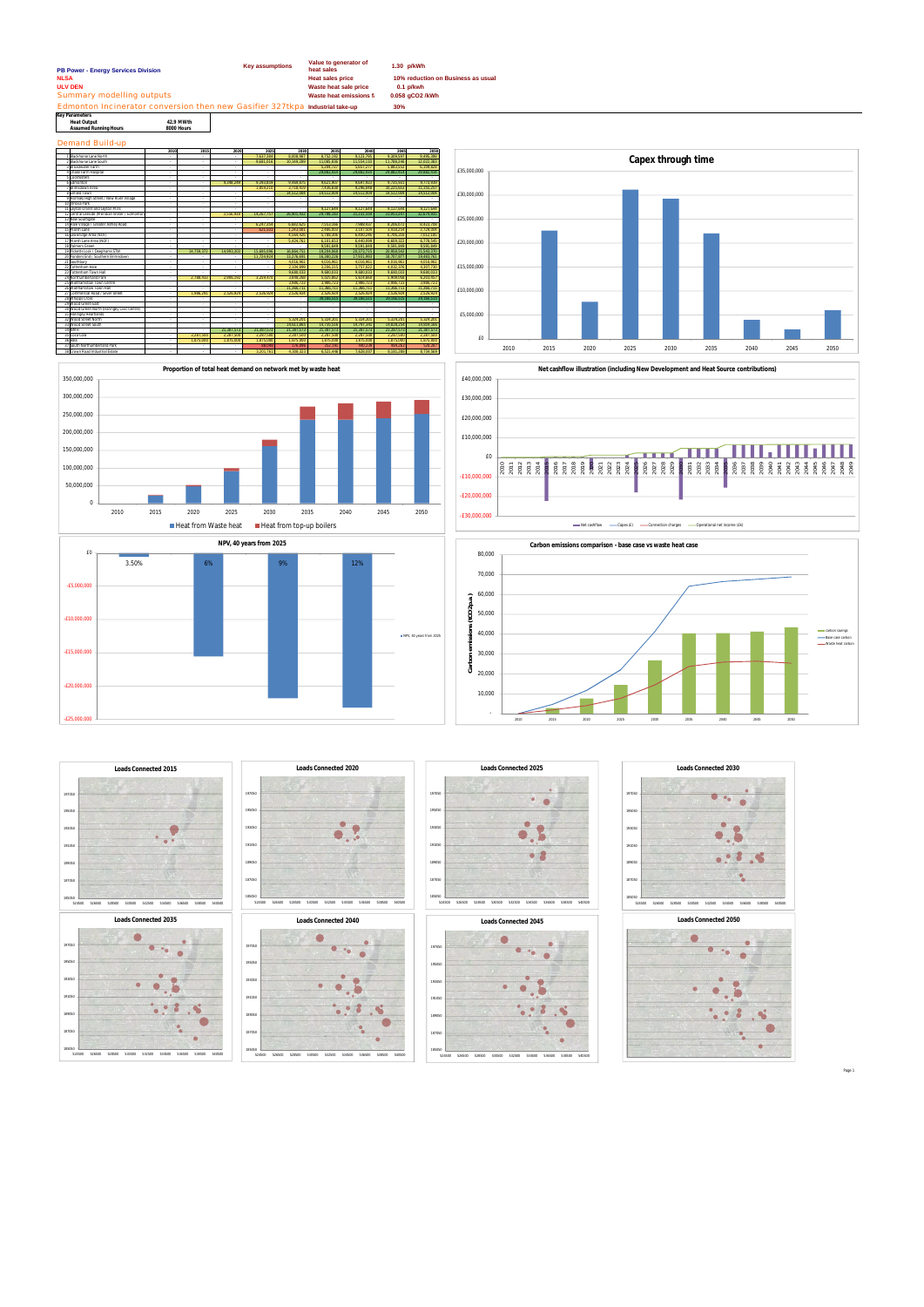**PB Power - Energy Services Division**
**NLSA**
**ULV DEN**
Summary modelling outputs

Edmonton Incinerator conversion then new Gasifier 327tkpa

| Key assumptions | | |
|---|---|---|
| Value to generator of heat sales | 1.30 | p/kWh |
| Heat sales price | 10% reduction on Business as usual | |
| Waste heat sale price | 0.1 | p/kWh |
| Waste heat emissions f | 0.058 | gCO2 /kWh |
| Industrial take-up | 30% | |

**Key Parameters**

| | |
|---|---|
| Heat Output | 42.9 MWth |
| Assumed Running Hours | 8000 Hours |

## Demand Build-up

| | | 2010 | 2015 | 2020 | 2025 | 2030 | 2035 | 2040 | 2045 | 2050 |
|---|---|---|---|---|---|---|---|---|---|---|
| 1 | Blackhorse Lane North | - | - | - | 7,627,169 | 8,008,467 | 8,752,192 | 9,123,705 | 9,309,597 | 9,496,380 |
| 2 | Blackhorse Lane South | - | - | - | 9,681,018 | 10,149,389 | 11,095,836 | 11,554,110 | 11,789,246 | 12,032,360 |
| 3 | Broadwater Farm | - | - | - | - | - | 5,298,727 | 5,607,297 | 5,865,022 | 6,108,626 |
| 4 | Chase Farm Hospital | - | - | - | - | - | 29,082,919 | 29,082,919 | 29,082,919 | 29,082,919 |
| 5 | Cockfosters | - | - | - | - | - | - | - | - | - |
| 6 | Edmonton | - | - | 8,398,249 | 9,263,656 | 9,464,675 | 9,621,467 | 9,687,423 | 9,735,603 | 9,772,530 |
| 7 | Brimsdown Area | - | - | - | 1,859,215 | 7,718,926 | 7,636,838 | 8,296,898 | 10,225,664 | 11,316,217 |
| 8 | Enfield Town | - | - | - | - | 16,512,809 | 16,512,809 | 16,512,809 | 16,512,809 | 16,512,809 |
| 9 | Hornsey High Street / New River Village | - | - | - | - | - | - | - | - | - |
| 10 | Hoxda Park | - | - | - | - | - | - | - | - | - |
| 11 | Leyton Orient and Leyton Mills | - | - | - | - | - | 8,127,644 | 8,127,644 | 8,127,644 | 8,127,644 |
| 12 | Central Leeside (Meridian Water / Edmonton) | - | - | 2,556,472 | 14,267,757 | 26,905,922 | 29,788,557 | 32,231,509 | 32,822,247 | 32,874,930 |
| 13 | Near Southgate | - | - | - | - | - | - | - | - | - |
| 14 | Park Village / Greater Ashley Road | - | - | - | 6,247,154 | 6,862,425 | 7,553,046 | 7,988,437 | 8,269,673 | 8,433,700 |
| 15 | Ponders End | - | - | - | 621,033 | 1,263,081 | 2,086,802 | 2,167,934 | 2,434,238 | 2,728,808 |
| 16 | Seabridge Area (North) | - | - | - | - | 4,566,826 | 5,780,806 | 6,880,246 | 6,796,224 | 7,012,185 |
| 17 | Marsh Lane Area (NSF) | - | - | - | - | 5,426,761 | 6,133,653 | 6,440,894 | 6,609,323 | 6,778,345 |
| 18 | Palmers Green | - | - | - | - | - | 8,591,849 | 8,591,849 | 8,591,849 | 8,591,849 |
| 19 | Pickett's Lock / Deephams STW | - | 14,759,272 | 14,991,032 | 15,665,096 | 16,864,751 | 19,150,956 | 20,271,755 | 20,963,547 | 21,543,370 |
| 20 | Ponders End / Southern Brimsdown | - | - | - | 11,724,924 | 13,276,691 | 16,280,226 | 17,932,803 | 18,292,877 | 19,493,762 |
| 21 | Southgate | - | - | - | - | 4,016,962 | 4,016,962 | 4,016,962 | 4,016,962 | 4,016,962 |
| 22 | Tottenham Hale | - | - | - | - | 2,106,896 | 3,236,433 | 3,757,622 | 4,032,305 | 4,207,730 |
| 23 | Tottenham Town Hall | - | - | - | - | 9,680,033 | 9,680,033 | 9,680,033 | 9,680,033 | 9,680,033 |
| 24 | Northumberland Park | - | 2,788,432 | 2,986,202 | 3,259,670 | 3,846,260 | 5,020,862 | 5,929,468 | 5,909,056 | 6,293,457 |
| 25 | Walthamstow Town Centre | - | - | - | - | 3,966,723 | 3,966,723 | 3,966,723 | 3,966,723 | 3,966,723 |
| 26 | Walthamstow Town Hall | - | - | - | - | 11,396,711 | 11,396,711 | 11,396,711 | 11,396,711 | 11,396,711 |
| 27 | Commercial Road / Silver Street | - | 1,986,291 | 2,528,929 | 2,528,929 | 2,528,929 | 2,528,929 | 2,528,929 | 2,528,929 | 2,528,929 |
| 28 | Wapping | - | - | - | - | - | 29,185,515 | 29,185,515 | 29,185,515 | 29,185,515 |
| 29 | Wood Green Sale | - | - | - | - | - | - | - | - | - |
| 30 | Wood Green North (Haringey Civic Centre) | - | - | - | - | - | - | - | - | - |
| 31 | Haringey Heartlands | - | - | - | - | - | - | - | - | - |
| 32 | Wood Green North | - | - | - | - | 5,324,203 | 5,324,203 | 5,324,203 | 5,324,203 | 5,324,203 |
| 33 | Wood Green South | - | - | - | - | 14,613,865 | 14,745,508 | 14,745,392 | 14,836,538 | 14,938,386 |
| 34 | NMUH | - | - | 21,387,573 | 21,387,573 | 21,387,573 | 21,387,573 | 21,387,573 | 21,387,573 | 21,387,573 |
| 35 | Ikea Lea | - | 2,267,582 | 2,267,582 | 2,267,582 | 2,267,582 | 2,267,582 | 2,267,582 | 2,267,582 | 2,267,582 |
| 36 | Asda | - | 1,875,000 | 1,875,000 | 1,875,000 | 1,875,000 | 1,875,000 | 1,875,000 | 1,875,000 | 1,875,000 |
| 37 | South Northumberland Park | - | - | - | 382,965 | 476,986 | 452,745 | 490,234 | 469,261 | 528,267 |
| 38 | Crown Road Industrial Estate | - | - | - | 4,201,783 | 4,308,323 | 6,521,446 | 7,620,037 | 8,181,280 | 8,734,569 |

Capex through time

Proportion of total heat demand on network met by waste heat

Net cashflow illustration (including New Development and Heat Source contributions)

NPV, 40 years from 2025

Carbon emissions comparison - base case vs waste heat case

Loads Connected 2015

Loads Connected 2020

Loads Connected 2025

Loads Connected 2030

Loads Connected 2035

Loads Connected 2040

Loads Connected 2045

Loads Connected 2050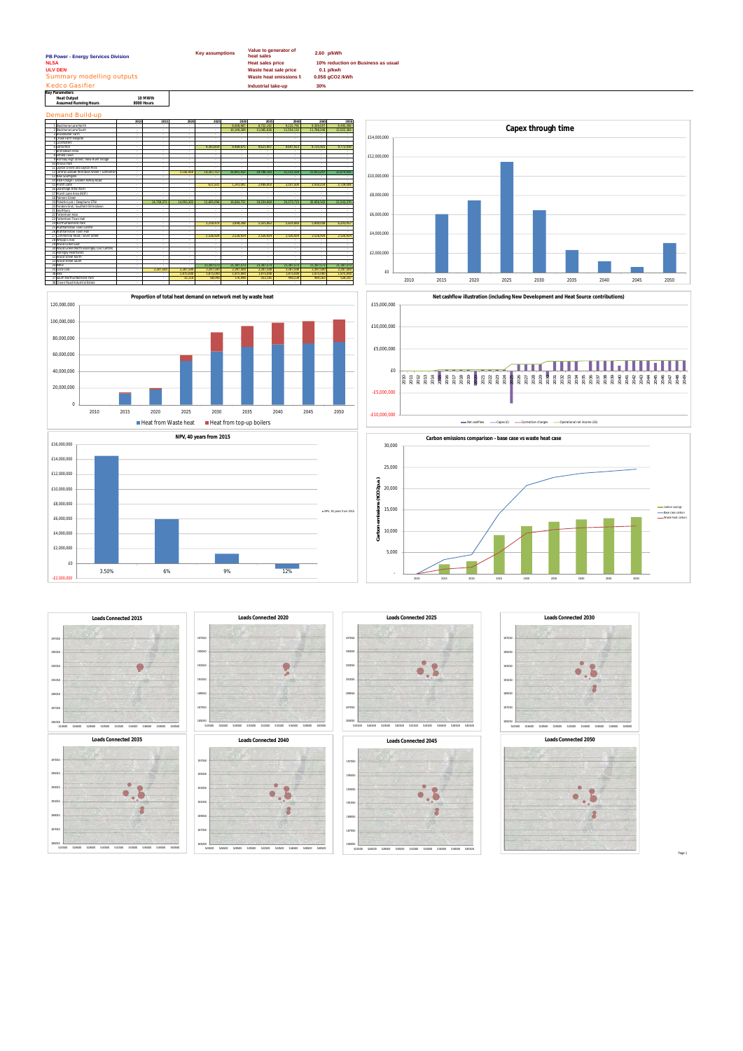**PB Power - Energy Services Division**
**NLSA**
**ULV DEN**
Summary modelling outputs
Kedco Gasifier

| Key assumptions | | |
|---|---|---|
| | Value to generator of heat sales | 2.60 p/kWh |
| | Heat sales price | 10% reduction on Business as usual |
| | Waste heat sale price | 0.1 p/kWh |
| | Waste heat emissions f | 0.058 gCO2 /kWh |
| | Industrial take-up | 30% |

**Key Parameters**

| | |
|---|---|
| Heat Output | 10 MWth |
| Assumed Running Hours | 8000 Hours |

## Demand Build-up

| | | 2010 | 2015 | 2020 | 2025 | 2030 | 2035 | 2040 | 2045 | 2050 |
|---|---|---|---|---|---|---|---|---|---|---|
| 1 | Blackhorse Lane North | - | - | - | - | 8,008,467 | 8,752,292 | 9,122,795 | 9,309,597 | 9,496,398 |
| 2 | Blackhorse Lane South | - | - | - | - | 10,349,289 | 11,085,836 | 11,554,132 | 11,788,246 | 12,022,363 |
| 3 | Broadwater Farm | - | - | - | - | - | - | - | - | - |
| 4 | Chase Farm Hospital | - | - | - | - | - | - | - | - | - |
| 5 | Cockfosters | - | - | - | - | - | - | - | - | - |
| 6 | Edmonton | - | - | - | 6,393,034 | 9,464,475 | 9,521,957 | 9,647,422 | 9,731,502 | 9,772,439 |
| 7 | Enfield Hotel Area | - | - | - | - | - | - | - | - | - |
| 8 | Enfield Town | - | - | - | - | - | - | - | - | - |
| 9 | Hornsey High Street / New River Village | - | - | - | - | - | - | - | - | - |
| 10 | Kedco Park | - | - | - | - | - | - | - | - | - |
| 11 | Leyton Orient and Leyton Mills | - | - | - | - | - | - | - | - | - |
| 12 | Central Leeside (Meridian Water / Edmonton) | - | - | 2,536,977 | 14,267,757 | 26,802,422 | 29,788,202 | 30,231,059 | 31,962,243 | 32,678,435 |
| 13 | Mill Lane/Stapleford | - | - | - | - | - | - | - | - | - |
| 14 | Park Village / Gateways / Valley Road | - | - | - | - | - | - | - | - | - |
| 15 | Plaines Lane | - | - | - | 621,102 | 1,243,981 | 2,486,802 | 2,187,599 | 2,918,236 | 3,128,605 |
| 16 | Palmers Green Area (NLP) | - | - | - | - | - | - | - | - | - |
| 17 | Plaistow Lane Area (NOF) | - | - | - | - | - | - | - | - | - |
| 18 | Palmers Green | - | - | - | - | - | - | - | - | - |
| 19 | Pickett's Lock / Deephams STW | - | 14,756,272 | 14,991,203 | 15,665,096 | 16,664,751 | 19,204,092 | 20,271,755 | 20,956,542 | 21,541,270 |
| 20 | Ponders End / Southern Brimsdown | - | - | - | - | - | - | - | - | - |
| 21 | Southgate | - | - | - | - | - | - | - | - | - |
| 22 | Tottenham Hale | - | - | - | - | - | - | - | - | - |
| 23 | Tottenham Town Hall | - | - | - | - | - | - | - | - | - |
| 24 | Northumberland Park | - | - | - | 1,259,476 | 2,698,266 | 5,025,862 | 5,624,968 | 5,909,098 | 6,251,917 |
| 25 | Walthamstow Town Centre | - | - | - | - | - | - | - | - | - |
| 26 | Walthamstow Town Hall | - | - | - | - | - | - | - | - | - |
| 27 | Commercial Road / River Street | - | - | - | 2,526,929 | 2,526,929 | 2,526,929 | 2,526,929 | 2,526,929 | 2,526,929 |
| 28 | Winchmore Hill | - | - | - | - | - | - | - | - | - |
| 29 | Wood Green East | - | - | - | - | - | - | - | - | - |
| 30 | Wood Green North (Haringey Civic Centre) | - | - | - | - | - | - | - | - | - |
| 31 | Hornsey Reservoir | - | - | - | - | - | - | - | - | - |
| 32 | Wood Street North | - | - | - | - | - | - | - | - | - |
| 33 | Wood Street South | - | - | - | - | - | - | - | - | - |
| 34 | IKEA | - | - | - | 21,387,573 | 21,387,573 | 21,387,573 | 21,387,573 | 21,387,573 | 21,387,573 |
| 35 | Eco Park | - | 2,287,560 | 2,287,560 | 2,287,560 | 2,287,560 | 2,287,560 | 2,287,560 | 2,287,560 | 2,287,560 |
| 36 | Eco | - | - | 1,675,000 | 1,675,000 | 1,675,000 | 1,675,000 | 1,675,000 | 1,675,000 | 1,675,000 |
| 37 | South Northumberland Park | - | - | 35,218 | 98,095 | 176,396 | 352,192 | 440,239 | 484,263 | 528,287 |
| 38 | Crown Road Industrial Estate | - | - | - | - | - | - | - | - | - |

**Capex through time**

**Proportion of total heat demand on network met by waste heat**

Heat from Waste heat / Heat from top-up boilers

**Net cashflow illustration (including New Development and Heat Source contributions)**

Net cashflow / Capex (£) / Connection charges / Operational net income (£k)

**NPV, 40 years from 2015**

| Discount rate | NPV |
|---|---|
| 3.50% | |
| 6% | |
| 9% | |
| 12% | |

**Carbon emissions comparison - base case vs waste heat case**

Carbon savings / Base case carbon / Waste heat carbon

**Loads Connected 2015**

**Loads Connected 2020**

**Loads Connected 2025**

**Loads Connected 2030**

**Loads Connected 2035**

**Loads Connected 2040**

**Loads Connected 2045**

**Loads Connected 2050**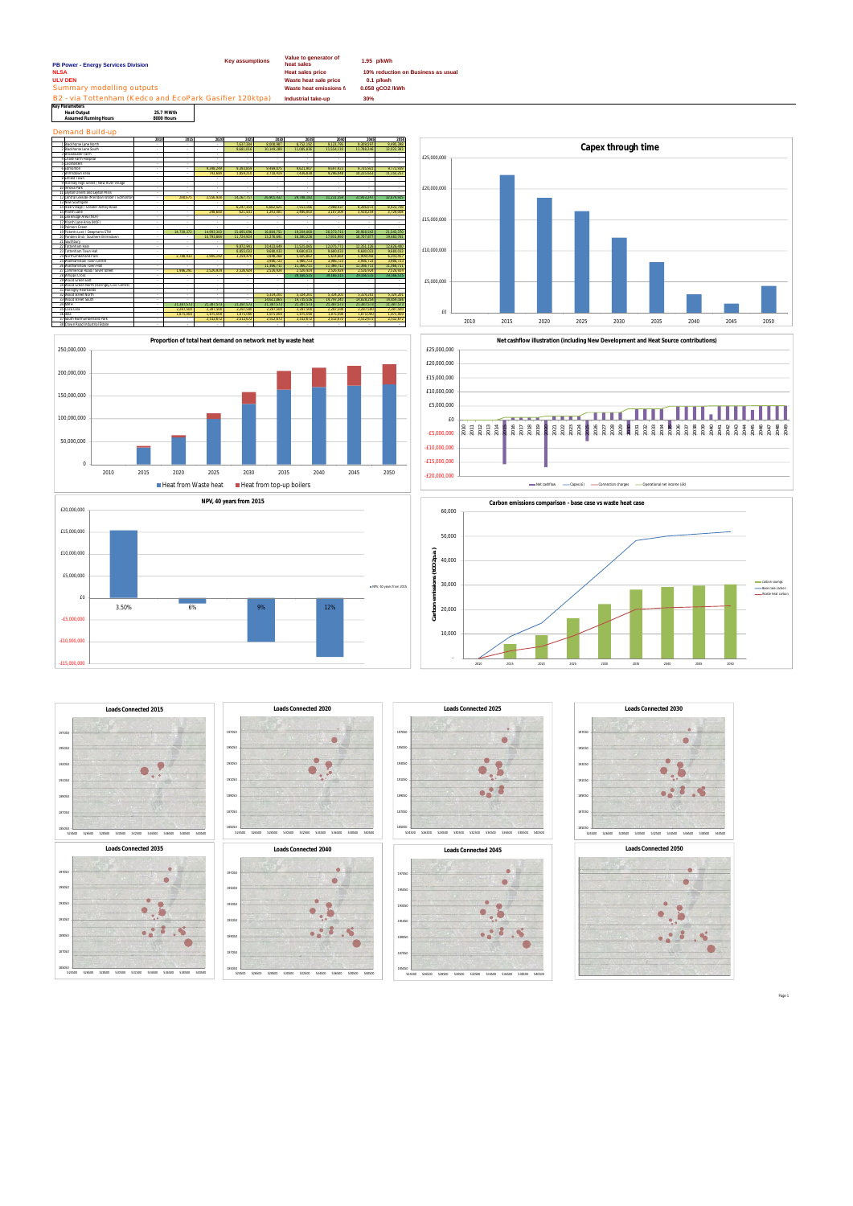PB Power - Energy Services Division
NLSA
ULV DEN
Summary modelling outputs
B2 - via Tottenham (Kedco and EcoPark Gasifier 120ktpa)

**Key assumptions**

| | |
|---|---|
| Value to generator of heat sales | 1.95 p/kWh |
| Heat sales price | 10% reduction on Business as usual |
| Waste heat sale price | 0.1 p/kWh |
| Waste heat emissions f | 0.058 gCO2 /kWh |
| Industrial take-up | 30% |

**Key Parameters**

| | |
|---|---|
| Heat Output | 25.7 MWth |
| Assumed Running Hours | 8000 Hours |

## Demand Build-up

| | | 2010 | 2015 | 2020 | 2025 | 2030 | 2035 | 2040 | 2045 | 2050 |
|---|---|---|---|---|---|---|---|---|---|---|
| 1 | Blackhorse Lane North | - | - | - | 7,627,169 | 8,008,467 | 8,752,192 | 9,122,795 | 9,309,597 | 9,496,398 |
| 2 | Blackhorse Lane South | - | - | - | 9,661,018 | 10,149,289 | 11,095,836 | 11,554,132 | 11,783,246 | 12,022,363 |
| 3 | Broadwater Farm | - | - | - | - | - | - | - | - | - |
| 4 | Chase Farm Hospital | - | - | - | - | - | - | - | - | - |
| 5 | Cockfosters | - | - | - | - | - | - | - | - | - |
| 6 | Edmonton | - | - | 6,290,299 | 6,283,035 | 9,448,375 | 9,621,902 | 9,697,422 | 9,735,561 | 9,772,029 |
| 7 | Enfield Central Area | - | - | 742,869 | 1,859,210 | 2,718,929 | 7,636,839 | 9,296,898 | 10,225,003 | 11,156,257 |
| 8 | Enfield Town | - | - | - | - | - | - | - | - | - |
| 9 | Hornsey High Street / New River Village | - | - | - | - | - | - | - | - | - |
| 10 | Kedco Park | - | - | - | - | - | - | - | - | - |
| 11 | Leyton Orient and Leyton Mills | - | - | - | - | - | - | - | - | - |
| 12 | Central Leeside (Meridian Water / Edmonton) | - | 209,571 | 2,156,417 | 14,267,757 | 26,901,762 | 29,788,527 | 30,231,204 | 31,863,270 | 32,679,491 |
| 13 | New Southgate | - | - | - | - | - | - | - | - | - |
| 14 | Park Village / Greater Ashley Road | - | - | - | 6,247,354 | 6,862,925 | 7,553,094 | 7,985,457 | 8,260,573 | 8,622,700 |
| 15 | Pinkham Lane | - | - | 298,830 | 621,155 | 1,241,561 | 2,086,903 | 2,167,304 | 2,618,258 | 2,728,006 |
| 16 | Pymmes Lane Area (MDF) | - | - | - | - | - | - | - | - | - |
| 17 | Ponders End | - | - | - | - | - | - | - | - | - |
| 18 | Palmers Green | - | - | - | - | - | - | - | - | - |
| 19 | Pickett's Lock / Deephams STW | - | 14,758,272 | 14,991,203 | 15,465,096 | 16,694,751 | 18,204,950 | 20,073,715 | 20,969,542 | 21,542,270 |
| 20 | Ponders End / Southern Brimsdown | - | - | 10,793,864 | 11,724,924 | 13,276,695 | 16,180,226 | 17,941,993 | 18,707,077 | 19,481,762 |
| 21 | Southbury | - | - | - | - | - | - | - | - | - |
| 22 | Tottenham Hale | - | - | - | 9,872,941 | 10,421,689 | 11,525,865 | 12,075,772 | 12,351,326 | 12,626,480 |
| 23 | Tottenham Town Hall | - | - | - | 8,855,032 | 9,680,032 | 9,680,032 | 9,680,032 | 9,680,032 | 9,680,032 |
| 24 | Northumberland Park | - | 2,788,922 | 2,988,282 | 3,234,970 | 3,998,268 | 5,125,662 | 5,529,666 | 5,909,056 | 6,293,457 |
| 25 | Walthamstow Town Centre | - | - | - | - | 3,986,723 | 3,986,723 | 3,986,723 | 3,986,723 | 3,986,723 |
| 26 | Walthamstow Town Hall | - | - | - | - | 11,396,711 | 11,396,711 | 11,396,711 | 11,396,711 | 11,396,711 |
| 27 | Commercial Road / River Street | - | 1,988,291 | 2,526,929 | 2,526,929 | 2,526,929 | 2,526,929 | 2,526,929 | 2,526,929 | 2,526,929 |
| 28 | Hoppers Road | - | - | - | - | - | 29,186,511 | 29,186,511 | 29,186,511 | 29,186,511 |
| 29 | Wood Green East | - | - | - | - | - | - | - | - | - |
| 30 | Wood Green North (Haringey Civic Centre) | - | - | - | - | - | - | - | - | - |
| 31 | Hornsey Reservoirs | - | - | - | - | - | - | - | - | - |
| 32 | Wood Street North | - | - | - | - | 5,328,265 | 5,328,265 | 5,328,265 | 5,328,265 | 5,328,265 |
| 33 | Wood Street South | - | - | - | - | 14,611,866 | 14,735,318 | 14,797,043 | 14,858,769 | 14,920,384 |
| 34 | Ikea | - | 21,387,573 | 21,387,573 | 21,387,573 | 21,387,573 | 21,387,573 | 21,387,573 | 21,387,573 | 21,387,573 |
| 35 | Picketts Lock | - | 2,287,000 | 2,287,000 | 2,287,000 | 2,287,000 | 2,287,000 | 2,287,000 | 2,287,000 | 2,287,000 |
| 36 | Tesco | - | 1,875,000 | 1,875,000 | 1,875,000 | 1,875,000 | 1,875,000 | 1,875,000 | 1,875,000 | 1,875,000 |
| 37 | South Northumberland Park | - | - | 2,512,672 | 2,512,672 | 2,512,672 | 2,512,672 | 2,512,672 | 2,512,672 | 2,512,672 |
| 38 | Crown Road Industrial Estate | - | - | - | - | - | - | - | - | - |

**Capex through time**

**Proportion of total heat demand on network met by waste heat**

**Net cashflow illustration (including New Development and Heat Source contributions)**

**NPV, 40 years from 2015**

**Carbon emissions comparison - base case vs waste heat case**

**Loads Connected 2015**

**Loads Connected 2020**

**Loads Connected 2025**

**Loads Connected 2030**

**Loads Connected 2035**

**Loads Connected 2040**

**Loads Connected 2045**

**Loads Connected 2050**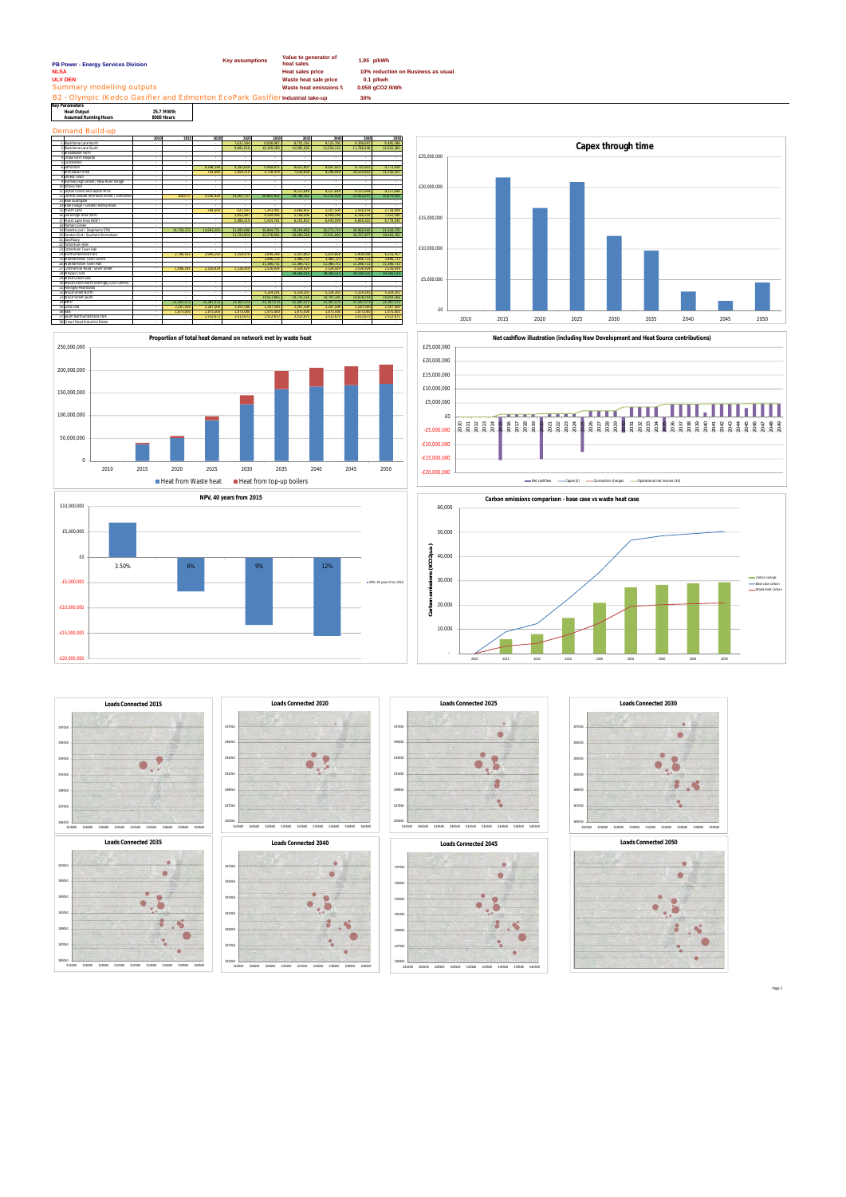**PB Power - Energy Services Division**
**NLSA**
**ULV DEN**
Summary modelling outputs

B2 - Olympic (Kedco Gasifier and Edmonton EcoPark Gasifier)

| Key assumptions | | |
|---|---|---|
| Value to generator of heat sales | 1.95 | p/kWh |
| Heat sales price | 10% reduction on Business as usual | |
| Waste heat sale price | 0.1 | p/kWh |
| Waste heat emissions f | 0.058 | gCO2 /kWh |
| Industrial take-up | 30% | |

**Key Parameters**

| | | |
|---|---|---|
| Heat Output | 25.7 | MWth |
| Assumed Running Hours | 8000 | Hours |

## Demand Build-up

| | | 2010 | 2015 | 2020 | 2025 | 2030 | 2035 | 2040 | 2045 | 2050 |
|---|---|---|---|---|---|---|---|---|---|---|
| 1 | Blackhorse Lane North | - | - | - | 7,627,169 | 8,008,467 | 8,752,192 | 9,122,795 | 9,328,597 | 9,496,388 |
| 2 | Blackhorse Lane South | - | - | - | 9,661,016 | 10,149,289 | 11,085,836 | 11,554,132 | 11,788,246 | 12,022,363 |
| 3 | Broadwater Farm | - | - | - | - | - | - | - | - | - |
| 4 | Chase Farm Hospital | - | - | - | - | - | - | - | - | - |
| 5 | Cockfosters | - | - | - | - | - | - | - | - | - |
| 6 | Edmonton | - | - | 6,298,249 | 6,283,838 | 9,668,375 | 9,621,902 | 9,697,822 | 9,735,503 | 9,772,620 |
| 7 | Enfield Lock Area | - | - | 742,649 | 1,859,250 | 2,718,929 | 7,636,839 | 9,296,898 | 10,223,604 | 11,150,257 |
| 8 | Enfield Town | - | - | - | - | - | - | - | - | - |
| 9 | Hornsey High Street / New River Village | - | - | - | - | - | - | - | - | - |
| 10 | Innova Park | - | - | - | - | - | - | - | - | - |
| 11 | Leyton Orient and Leyton Mills | - | - | - | - | - | 8,127,644 | 8,127,644 | 8,127,644 | 8,127,644 |
| 12 | Central Leeside (Meridian Water / Edmonton) | - | 268,675 | 2,556,437 | 14,267,757 | 26,801,782 | 29,788,202 | 32,232,209 | 31,957,237 | 32,676,435 |
| 13 | New Southgate | - | - | - | - | - | - | - | - | - |
| 14 | Park Village / Greater Ashley Road | - | - | - | - | - | - | - | - | - |
| 15 | Pymmes Lane | - | - | 298,602 | 621,503 | 1,293,981 | 2,986,853 | 3,167,309 | 3,618,294 | 3,728,669 |
| 16 | Seabridge Area (MDP) | - | - | - | 3,957,987 | 4,548,520 | 5,788,836 | 6,693,286 | 6,766,234 | 7,012,185 |
| 17 | Marsh Lane Area (MDF) | - | - | - | 5,886,315 | 5,429,782 | 6,131,653 | 6,440,898 | 6,609,323 | 6,778,545 |
| 18 | Palmers Green | - | - | - | - | - | - | - | - | - |
| 19 | Pickett's Lock / Deephams STW | - | 14,756,272 | 14,993,263 | 15,665,096 | 16,864,751 | 18,204,059 | 20,273,735 | 20,956,542 | 21,543,270 |
| 20 | Ponders End / Southern Brimsdown | - | - | - | 11,714,924 | 13,276,691 | 16,180,226 | 17,991,993 | 18,787,977 | 19,480,762 |
| 21 | Southgate | - | - | - | - | - | - | - | - | - |
| 22 | Tottenham Hale | - | - | - | - | - | - | - | - | - |
| 23 | Tottenham Town Hall | - | - | - | - | - | - | - | - | - |
| 24 | Northumberland Park | - | 2,748,432 | 2,986,702 | 3,234,474 | 3,696,269 | 5,025,862 | 5,024,668 | 5,409,098 | 6,253,767 |
| 25 | Walthamstow Town Centre | - | - | - | - | 3,986,723 | 3,986,723 | 3,986,723 | 3,986,723 | 3,986,723 |
| 26 | Walthamstow Town Hall | - | - | - | - | 11,396,711 | 11,396,711 | 11,396,711 | 11,396,711 | 11,396,711 |
| 27 | Lea Bridge Road / Lever Street | - | 1,986,291 | 2,326,929 | 2,326,929 | 2,326,929 | 2,326,929 | 2,326,929 | 2,326,929 | 2,326,929 |
| 28 | Hackney Cross | - | - | - | - | - | 29,180,515 | 29,180,515 | 29,180,515 | 29,180,515 |
| 29 | Wood Green Edit | - | - | - | - | - | - | - | - | - |
| 30 | Wood Green North (Haringey Civic Centre) | - | - | - | - | - | - | - | - | - |
| 31 | Homerton Hospital | - | - | - | - | - | - | - | - | - |
| 32 | Wood Street North | - | - | - | - | - | 5,329,261 | 5,329,261 | 5,329,261 | 5,329,261 |
| 33 | Wood Street South | - | - | - | - | 14,611,865 | 14,745,516 | 14,745,516 | 14,616,399 | 14,658,384 |
| 34 | IKEA | - | 21,387,573 | 21,387,573 | 21,387,573 | 21,387,573 | 21,387,573 | 21,387,573 | 21,387,573 | 21,387,573 |
| 35 | Tesco Lea | - | 2,287,000 | 2,287,000 | 2,287,000 | 2,287,000 | 2,287,000 | 2,287,000 | 2,287,000 | 2,287,000 |
| 36 | Ikea | - | 1,675,000 | 1,675,000 | 1,675,000 | 1,675,000 | 1,675,000 | 1,675,000 | 1,675,000 | 1,675,000 |
| 37 | South Northumberland Park | - | - | - | 2,512,672 | 2,512,672 | 2,512,672 | 2,512,672 | 2,512,672 | 2,512,672 |
| 38 | Crown Road Industrial Estate | - | - | - | - | - | - | - | - | - |

**Capex through time**

**Proportion of total heat demand on network met by waste heat**

**Net cashflow illustration (including New Development and Heat Source contributions)**

**NPV, 40 years from 2015**

**Carbon emissions comparison - base case vs waste heat case**

**Loads Connected 2015**

**Loads Connected 2020**

**Loads Connected 2025**

**Loads Connected 2030**

**Loads Connected 2035**

**Loads Connected 2040**

**Loads Connected 2045**

**Loads Connected 2050**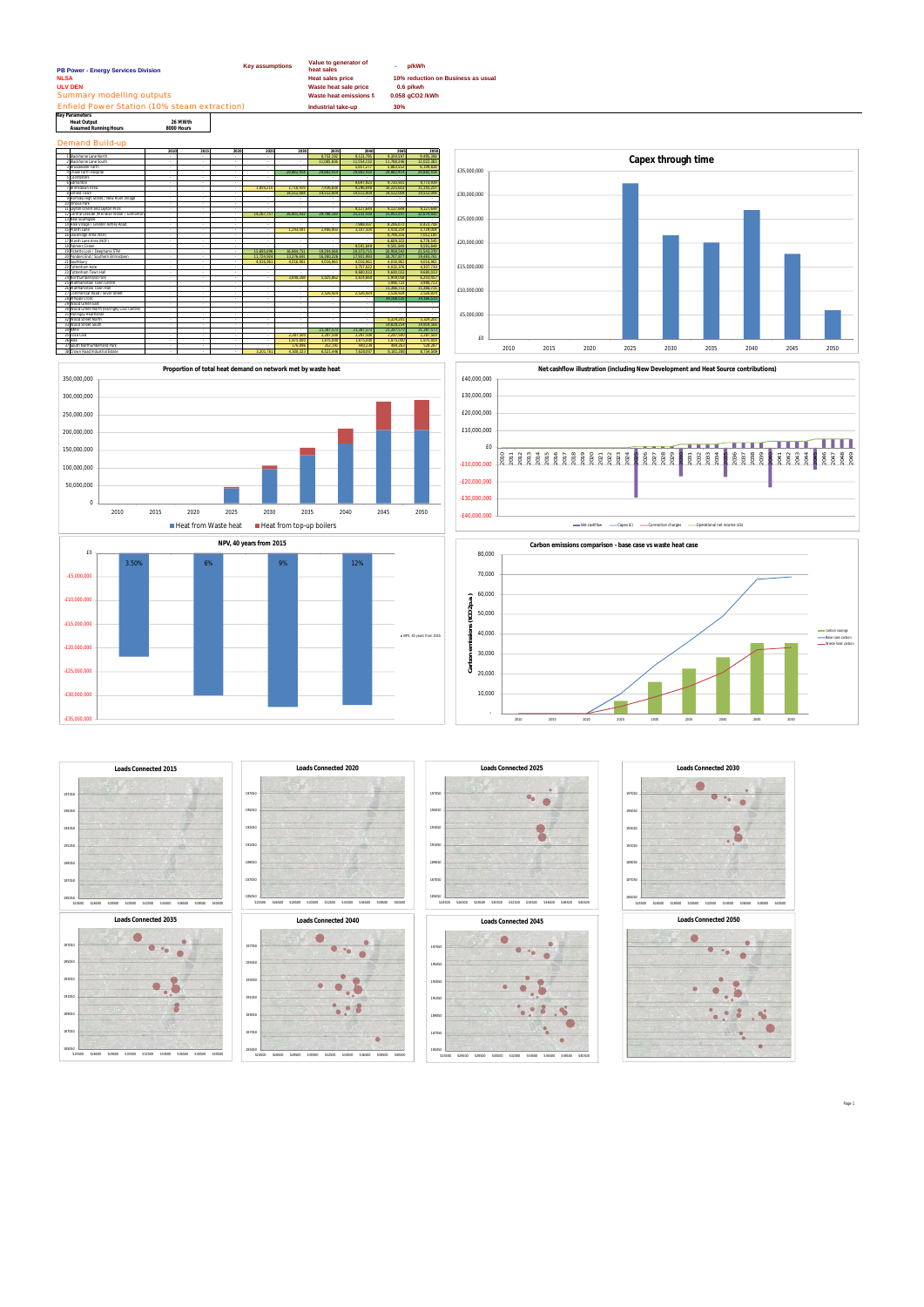PB Power - Energy Services Division
NLSA
ULV DEN
Summary modelling outputs
Enfield Power Station (10% steam extraction)

| Key assumptions | | |
|---|---|---|
| Value to generator of heat sales | - | p/kWh |
| Heat sales price | 10% reduction on Business as usual | |
| Waste heat sale price | 0.6 p/kWh | |
| Waste heat emissions f. | 0.058 gCO2 /kWh | |
| Industrial take-up | 30% | |

**Key Parameters**

| | |
|---|---|
| Heat Output | 26 MWth |
| Assumed Running Hours | 8000 Hours |

## Demand Build-up

| | | 2010 | 2015 | 2020 | 2025 | 2030 | 2035 | 2040 | 2045 | 2050 |
|---|---|---|---|---|---|---|---|---|---|---|
| 1 | Blackhorse Lane North | - | - | - | - | - | 8,751,092 | 9,122,705 | 9,309,597 | 9,496,988 |
| 2 | Blackhorse Lane South | - | - | - | - | - | 11,085,836 | 11,554,110 | 11,789,246 | 12,022,363 |
| 3 | Broadwater Farm | - | - | - | - | - | - | 5,617,277 | 5,883,552 | 6,109,820 |
| 4 | Chase Farm Hospital | - | - | - | - | 29,862,919 | 29,862,919 | 29,862,919 | 29,862,919 | 29,862,919 |
| 5 | Cockfosters | - | - | - | - | - | - | - | - | - |
| 6 | Edmonton | - | - | - | - | - | - | 4,681,922 | 4,733,002 | 4,772,630 |
| 7 | Edmonton Area | - | - | - | 1,859,218 | 7,718,929 | 7,938,838 | 9,296,898 | 10,225,064 | 11,150,217 |
| 8 | Enfield Town | - | - | - | - | 18,512,889 | 18,512,889 | 18,512,889 | 18,512,889 | 18,512,889 |
| 9 | Hornsey High Street / New River Village | - | - | - | - | - | - | - | - | - |
| 10 | Hyde Park | - | - | - | - | - | - | - | - | - |
| 11 | Leyton Orient and Leyton Mills | - | - | - | - | - | - | 9,127,644 | 9,127,644 | 9,127,644 |
| 12 | Central Leeside (Meridian Water / Edmonton E) | - | - | - | 14,267,757 | 26,905,322 | 29,788,595 | 32,232,209 | 33,452,249 | 32,679,932 |
| 13 | New Southgate | - | - | - | - | - | - | - | - | - |
| 14 | Park Village / Greater Ashley Road | - | - | - | - | - | - | 7,980,437 | 8,269,972 | 8,422,750 |
| 15 | Ponders End | - | - | - | - | 1,241,081 | 2,898,863 | 3,187,504 | 3,418,338 | 3,728,004 |
| 16 | Tottenham Area (NGH) | - | - | - | - | - | - | - | 6,766,216 | 7,012,185 |
| 17 | Northumberland Area (NGH) | - | - | - | - | - | - | - | 6,409,323 | 6,778,545 |
| 18 | Palmers Green | - | - | - | - | - | - | 8,591,849 | 9,591,849 | 9,591,849 |
| 19 | Pickett's Lock / Deephams STW | - | - | - | 15,685,898 | 16,864,751 | 19,294,863 | 20,273,733 | 20,964,548 | 21,543,170 |
| 20 | Ponders End / Southern Brimsdown | - | - | - | 11,714,936 | 13,278,691 | 16,385,226 | 17,931,965 | 18,763,971 | 19,493,762 |
| 21 | Southgate | - | - | - | 4,816,961 | 4,016,961 | 4,016,961 | 4,016,961 | 4,016,961 | 4,016,961 |
| 22 | Tottenham Hale | - | - | - | - | - | - | 3,757,822 | 4,032,375 | 4,207,733 |
| 23 | Tottenham Town Hall | - | - | - | - | - | - | 9,680,033 | 9,680,033 | 9,680,033 |
| 24 | Northumberland Park | - | - | - | - | 2,898,268 | 3,025,962 | 3,524,666 | 3,909,596 | 4,250,407 |
| 25 | Walthamstow Town Centre | - | - | - | - | - | - | - | 3,986,723 | 3,986,723 |
| 26 | Walthamstow Town Hall | - | - | - | - | - | - | - | 11,396,711 | 11,396,711 |
| 27 | Commercial Road / Silver Street | - | - | - | - | - | 2,526,929 | 2,526,929 | 2,526,929 | 2,526,929 |
| 28 | Angel Edmonton | - | - | - | - | - | - | - | 29,049,531 | 29,049,531 |
| 29 | Wood Green East | - | - | - | - | - | - | - | - | - |
| 30 | Wood Green North (Haringey Civic Centre) | - | - | - | - | - | - | - | - | - |
| 31 | Haringey Heartlands | - | - | - | - | - | - | - | - | - |
| 32 | Wood Street North | - | - | - | - | - | - | - | 5,328,201 | 5,328,201 |
| 33 | Wood Street South | - | - | - | - | - | - | - | 14,838,388 | 14,838,388 |
| 34 | ... | - | - | - | - | - | 21,387,574 | 21,387,574 | 21,387,574 | 21,387,574 |
| 35 | ... | - | - | - | - | 2,287,500 | 2,287,500 | 2,287,500 | 2,287,500 | 2,287,500 |
| 36 | ... | - | - | - | - | 1,975,000 | 1,975,000 | 1,975,000 | 1,975,000 | 1,975,000 |
| 37 | South Northumberland Park | - | - | - | - | 176,398 | 352,795 | 440,238 | 499,263 | 538,267 |
| 38 | Crown Road Industrial Estate | - | - | - | 3,203,785 | 4,308,320 | 6,523,496 | 7,628,037 | 8,181,280 | 8,734,568 |

Capex through time

£35,000,000
£30,000,000
£25,000,000
£20,000,000
£15,000,000
£10,000,000
£5,000,000
£0
2010 2015 2020 2025 2030 2035 2040 2045 2050

Proportion of total heat demand on network met by waste heat

350,000,000
300,000,000
250,000,000
200,000,000
150,000,000
100,000,000
50,000,000
0
2010 2015 2020 2025 2030 2035 2040 2045 2050
Heat from Waste heat
Heat from top-up boilers

Net cashflow illustration (including New Development and Heat Source contributions)

£40,000,000
£30,000,000
£20,000,000
£10,000,000
£0
-£10,000,000
-£20,000,000
-£30,000,000
-£40,000,000
2010 2011 2012 2013 2014 2015 2016 2017 2018 2019 2020 2021 2022 2023 2024 2025 2026 2027 2028 2029 2030 2031 2032 2033 2034 2035 2036 2037 2038 2039 2040 2041 2042 2043 2044 2045 2046 2047 2048 2049
Net cashflow
Capex (£)
Connection charges
Operational net income (£k)

NPV, 40 years from 2015

£0
-£5,000,000
-£10,000,000
-£15,000,000
-£20,000,000
-£25,000,000
-£30,000,000
-£35,000,000
3.50% 6% 9% 12%
NPV, 40 years from 2015

Carbon emissions comparison - base case vs waste heat case

80,000
70,000
60,000
50,000
40,000
30,000
20,000
10,000
-
Carbon emissions (tCO2pa)
2005 2015 2020 2025 2030 2035 2040 2045 2050
Carbon savings
Base case carbon
Waste heat carbon

Loads Connected 2015

Loads Connected 2020

Loads Connected 2025

Loads Connected 2030

Loads Connected 2035

Loads Connected 2040

Loads Connected 2045

Loads Connected 2050